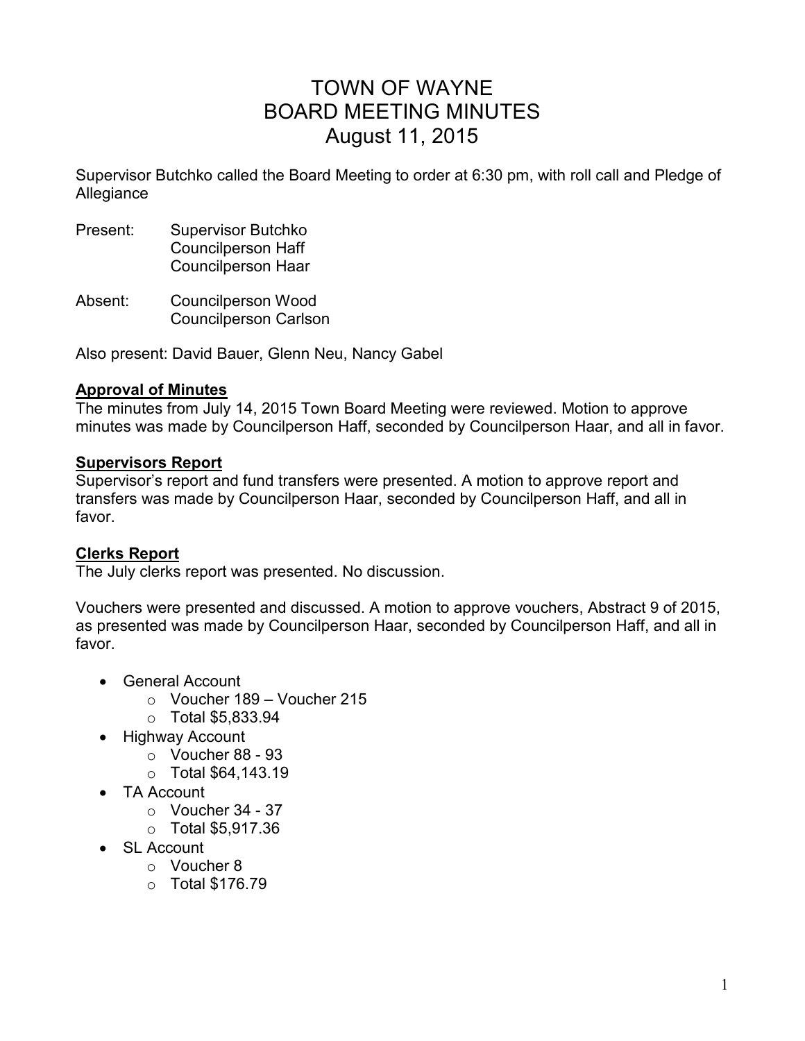# TOWN OF WAYNE
# BOARD MEETING MINUTES
# August 11, 2015

Supervisor Butchko called the Board Meeting to order at 6:30 pm, with roll call and Pledge of Allegiance

Present: Supervisor Butchko
Councilperson Haff
Councilperson Haar

Absent: Councilperson Wood
Councilperson Carlson

Also present: David Bauer, Glenn Neu, Nancy Gabel

**Approval of Minutes**

The minutes from July 14, 2015 Town Board Meeting were reviewed. Motion to approve minutes was made by Councilperson Haff, seconded by Councilperson Haar, and all in favor.

**Supervisors Report**

Supervisor's report and fund transfers were presented. A motion to approve report and transfers was made by Councilperson Haar, seconded by Councilperson Haff, and all in favor.

**Clerks Report**

The July clerks report was presented. No discussion.

Vouchers were presented and discussed. A motion to approve vouchers, Abstract 9 of 2015, as presented was made by Councilperson Haar, seconded by Councilperson Haff, and all in favor.

- General Account
  - Voucher 189 – Voucher 215
  - Total $5,833.94
- Highway Account
  - Voucher 88 - 93
  - Total $64,143.19
- TA Account
  - Voucher 34 - 37
  - Total $5,917.36
- SL Account
  - Voucher 8
  - Total $176.79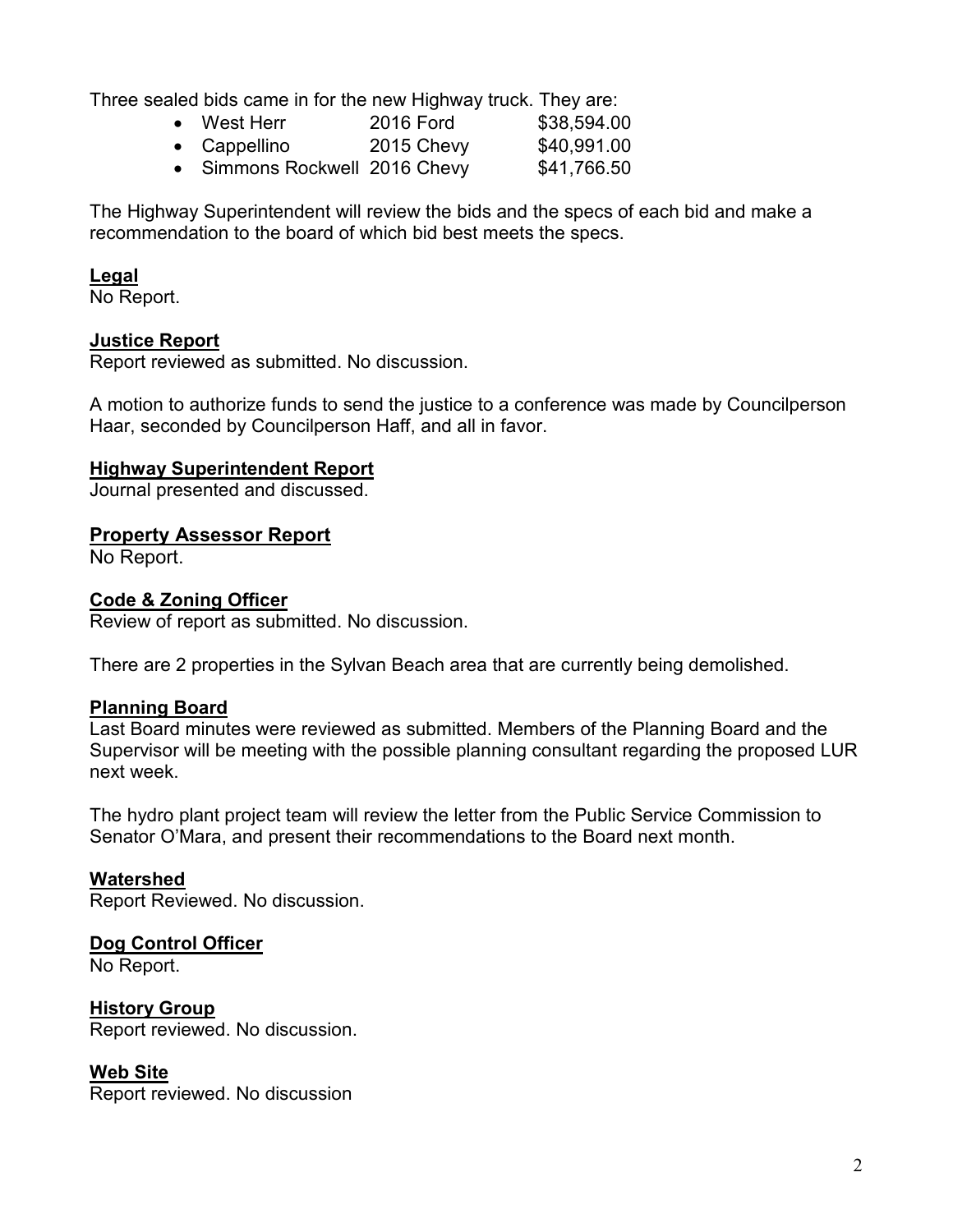Three sealed bids came in for the new Highway truck. They are:

- West Herr 2016 Ford $38,594.00
- Cappellino 2015 Chevy $40,991.00
- Simmons Rockwell 2016 Chevy $41,766.50

The Highway Superintendent will review the bids and the specs of each bid and make a recommendation to the board of which bid best meets the specs.

**Legal**

No Report.

**Justice Report**

Report reviewed as submitted. No discussion.

A motion to authorize funds to send the justice to a conference was made by Councilperson Haar, seconded by Councilperson Haff, and all in favor.

**Highway Superintendent Report**

Journal presented and discussed.

**Property Assessor Report**

No Report.

**Code & Zoning Officer**

Review of report as submitted. No discussion.

There are 2 properties in the Sylvan Beach area that are currently being demolished.

**Planning Board**

Last Board minutes were reviewed as submitted. Members of the Planning Board and the Supervisor will be meeting with the possible planning consultant regarding the proposed LUR next week.

The hydro plant project team will review the letter from the Public Service Commission to Senator O'Mara, and present their recommendations to the Board next month.

**Watershed**

Report Reviewed. No discussion.

**Dog Control Officer**

No Report.

**History Group**

Report reviewed. No discussion.

**Web Site**

Report reviewed. No discussion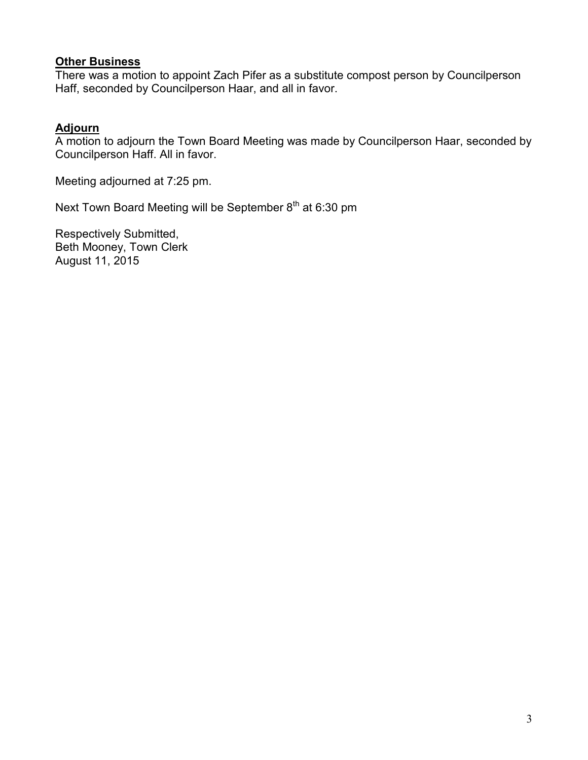**Other Business**

There was a motion to appoint Zach Pifer as a substitute compost person by Councilperson Haff, seconded by Councilperson Haar, and all in favor.

**Adjourn**

A motion to adjourn the Town Board Meeting was made by Councilperson Haar, seconded by Councilperson Haff. All in favor.

Meeting adjourned at 7:25 pm.

Next Town Board Meeting will be September 8th at 6:30 pm

Respectively Submitted,
Beth Mooney, Town Clerk
August 11, 2015